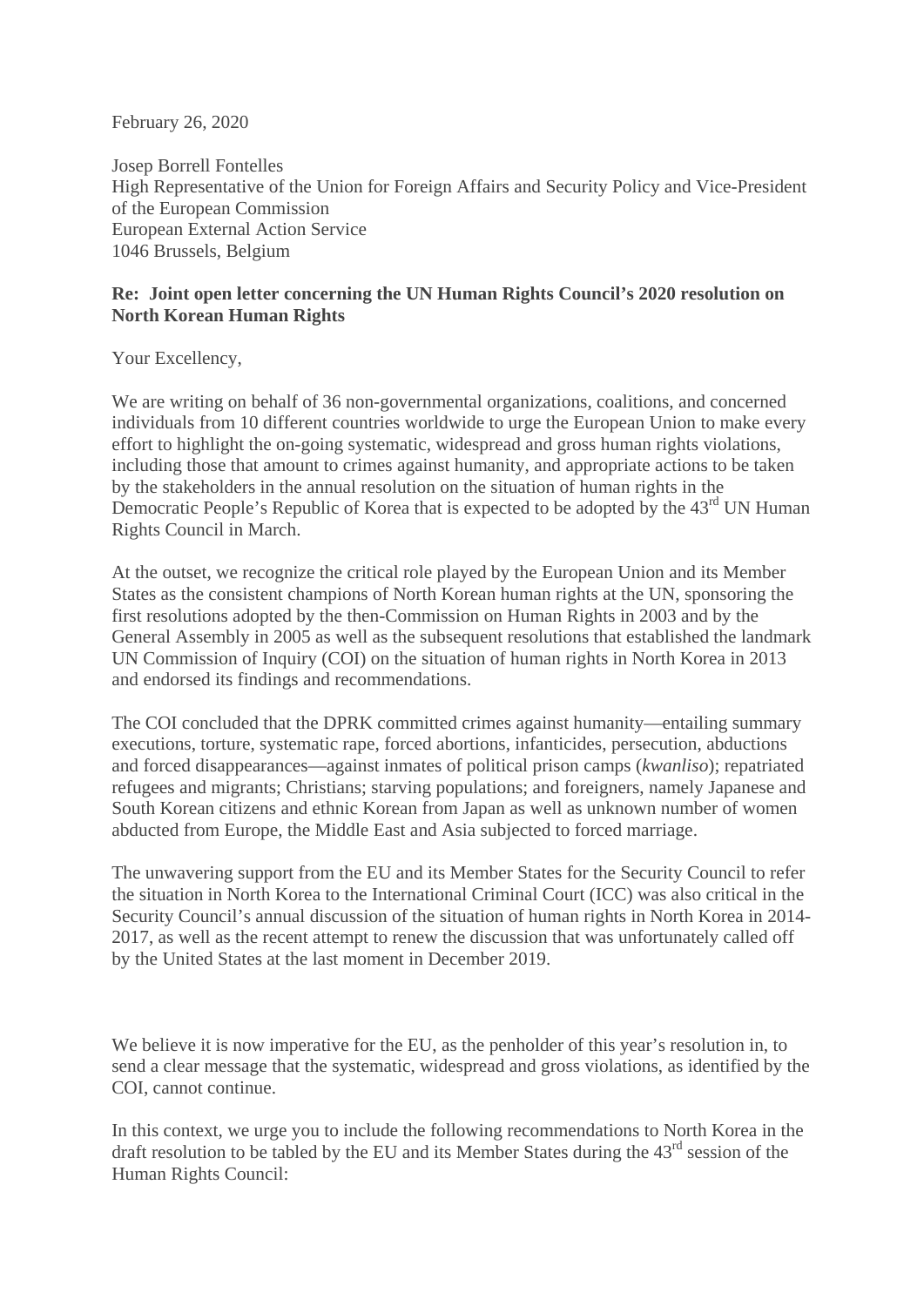February 26, 2020

Josep Borrell Fontelles
High Representative of the Union for Foreign Affairs and Security Policy and Vice-President of the European Commission
European External Action Service
1046 Brussels, Belgium

**Re: Joint open letter concerning the UN Human Rights Council's 2020 resolution on North Korean Human Rights**

Your Excellency,

We are writing on behalf of 36 non-governmental organizations, coalitions, and concerned individuals from 10 different countries worldwide to urge the European Union to make every effort to highlight the on-going systematic, widespread and gross human rights violations, including those that amount to crimes against humanity, and appropriate actions to be taken by the stakeholders in the annual resolution on the situation of human rights in the Democratic People's Republic of Korea that is expected to be adopted by the 43rd UN Human Rights Council in March.

At the outset, we recognize the critical role played by the European Union and its Member States as the consistent champions of North Korean human rights at the UN, sponsoring the first resolutions adopted by the then-Commission on Human Rights in 2003 and by the General Assembly in 2005 as well as the subsequent resolutions that established the landmark UN Commission of Inquiry (COI) on the situation of human rights in North Korea in 2013 and endorsed its findings and recommendations.

The COI concluded that the DPRK committed crimes against humanity—entailing summary executions, torture, systematic rape, forced abortions, infanticides, persecution, abductions and forced disappearances—against inmates of political prison camps (*kwanliso*); repatriated refugees and migrants; Christians; starving populations; and foreigners, namely Japanese and South Korean citizens and ethnic Korean from Japan as well as unknown number of women abducted from Europe, the Middle East and Asia subjected to forced marriage.

The unwavering support from the EU and its Member States for the Security Council to refer the situation in North Korea to the International Criminal Court (ICC) was also critical in the Security Council's annual discussion of the situation of human rights in North Korea in 2014-2017, as well as the recent attempt to renew the discussion that was unfortunately called off by the United States at the last moment in December 2019.

We believe it is now imperative for the EU, as the penholder of this year's resolution in, to send a clear message that the systematic, widespread and gross violations, as identified by the COI, cannot continue.

In this context, we urge you to include the following recommendations to North Korea in the draft resolution to be tabled by the EU and its Member States during the 43rd session of the Human Rights Council: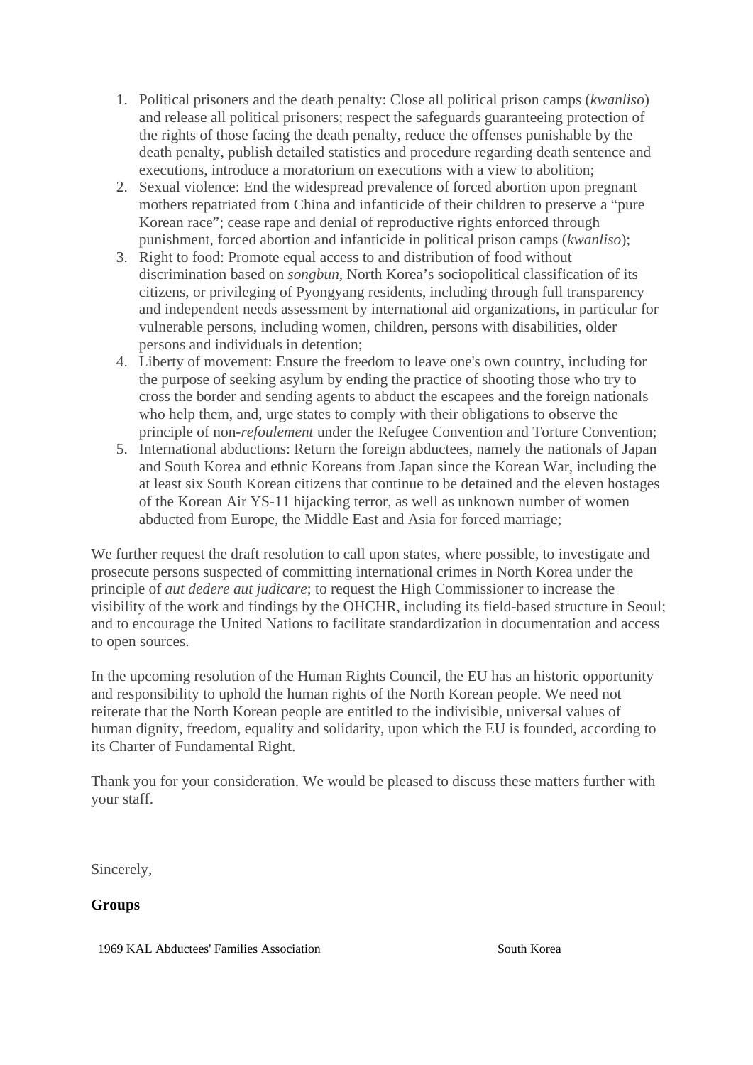1. Political prisoners and the death penalty: Close all political prison camps (*kwanliso*) and release all political prisoners; respect the safeguards guaranteeing protection of the rights of those facing the death penalty, reduce the offenses punishable by the death penalty, publish detailed statistics and procedure regarding death sentence and executions, introduce a moratorium on executions with a view to abolition;
2. Sexual violence: End the widespread prevalence of forced abortion upon pregnant mothers repatriated from China and infanticide of their children to preserve a "pure Korean race"; cease rape and denial of reproductive rights enforced through punishment, forced abortion and infanticide in political prison camps (*kwanliso*);
3. Right to food: Promote equal access to and distribution of food without discrimination based on *songbun*, North Korea's sociopolitical classification of its citizens, or privileging of Pyongyang residents, including through full transparency and independent needs assessment by international aid organizations, in particular for vulnerable persons, including women, children, persons with disabilities, older persons and individuals in detention;
4. Liberty of movement: Ensure the freedom to leave one's own country, including for the purpose of seeking asylum by ending the practice of shooting those who try to cross the border and sending agents to abduct the escapees and the foreign nationals who help them, and, urge states to comply with their obligations to observe the principle of non-*refoulement* under the Refugee Convention and Torture Convention;
5. International abductions: Return the foreign abductees, namely the nationals of Japan and South Korea and ethnic Koreans from Japan since the Korean War, including the at least six South Korean citizens that continue to be detained and the eleven hostages of the Korean Air YS-11 hijacking terror, as well as unknown number of women abducted from Europe, the Middle East and Asia for forced marriage;

We further request the draft resolution to call upon states, where possible, to investigate and prosecute persons suspected of committing international crimes in North Korea under the principle of *aut dedere aut judicare*; to request the High Commissioner to increase the visibility of the work and findings by the OHCHR, including its field-based structure in Seoul; and to encourage the United Nations to facilitate standardization in documentation and access to open sources.

In the upcoming resolution of the Human Rights Council, the EU has an historic opportunity and responsibility to uphold the human rights of the North Korean people. We need not reiterate that the North Korean people are entitled to the indivisible, universal values of human dignity, freedom, equality and solidarity, upon which the EU is founded, according to its Charter of Fundamental Right.

Thank you for your consideration. We would be pleased to discuss these matters further with your staff.

Sincerely,

**Groups**

| | |
|---|---|
| 1969 KAL Abductees' Families Association | South Korea |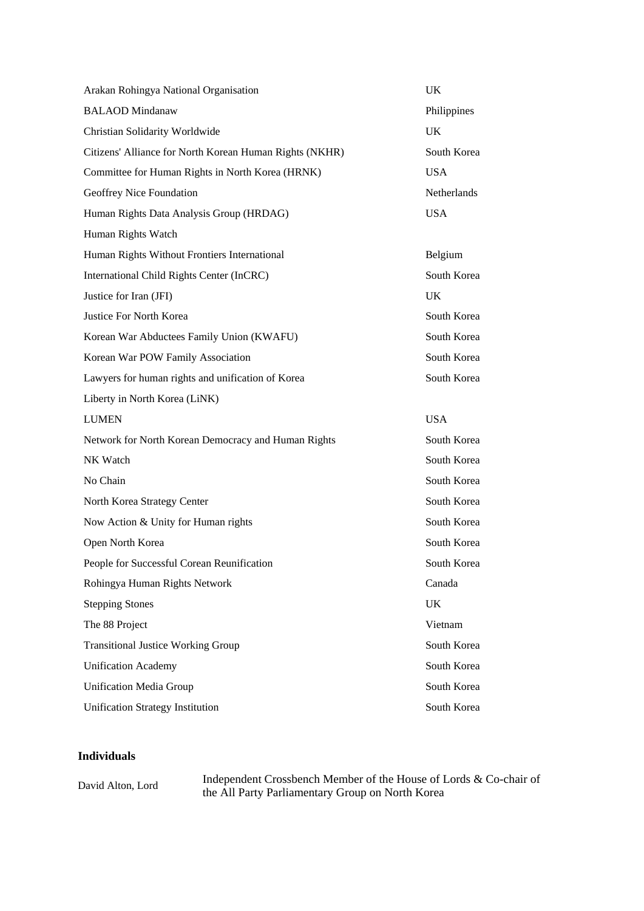| | |
|---|---|
| Arakan Rohingya National Organisation | UK |
| BALAOD Mindanaw | Philippines |
| Christian Solidarity Worldwide | UK |
| Citizens' Alliance for North Korean Human Rights (NKHR) | South Korea |
| Committee for Human Rights in North Korea (HRNK) | USA |
| Geoffrey Nice Foundation | Netherlands |
| Human Rights Data Analysis Group (HRDAG) | USA |
| Human Rights Watch | |
| Human Rights Without Frontiers International | Belgium |
| International Child Rights Center (InCRC) | South Korea |
| Justice for Iran (JFI) | UK |
| Justice For North Korea | South Korea |
| Korean War Abductees Family Union (KWAFU) | South Korea |
| Korean War POW Family Association | South Korea |
| Lawyers for human rights and unification of Korea | South Korea |
| Liberty in North Korea (LiNK) | |
| LUMEN | USA |
| Network for North Korean Democracy and Human Rights | South Korea |
| NK Watch | South Korea |
| No Chain | South Korea |
| North Korea Strategy Center | South Korea |
| Now Action & Unity for Human rights | South Korea |
| Open North Korea | South Korea |
| People for Successful Corean Reunification | South Korea |
| Rohingya Human Rights Network | Canada |
| Stepping Stones | UK |
| The 88 Project | Vietnam |
| Transitional Justice Working Group | South Korea |
| Unification Academy | South Korea |
| Unification Media Group | South Korea |
| Unification Strategy Institution | South Korea |

**Individuals**

| | |
|---|---|
| David Alton, Lord | Independent Crossbench Member of the House of Lords & Co-chair of the All Party Parliamentary Group on North Korea |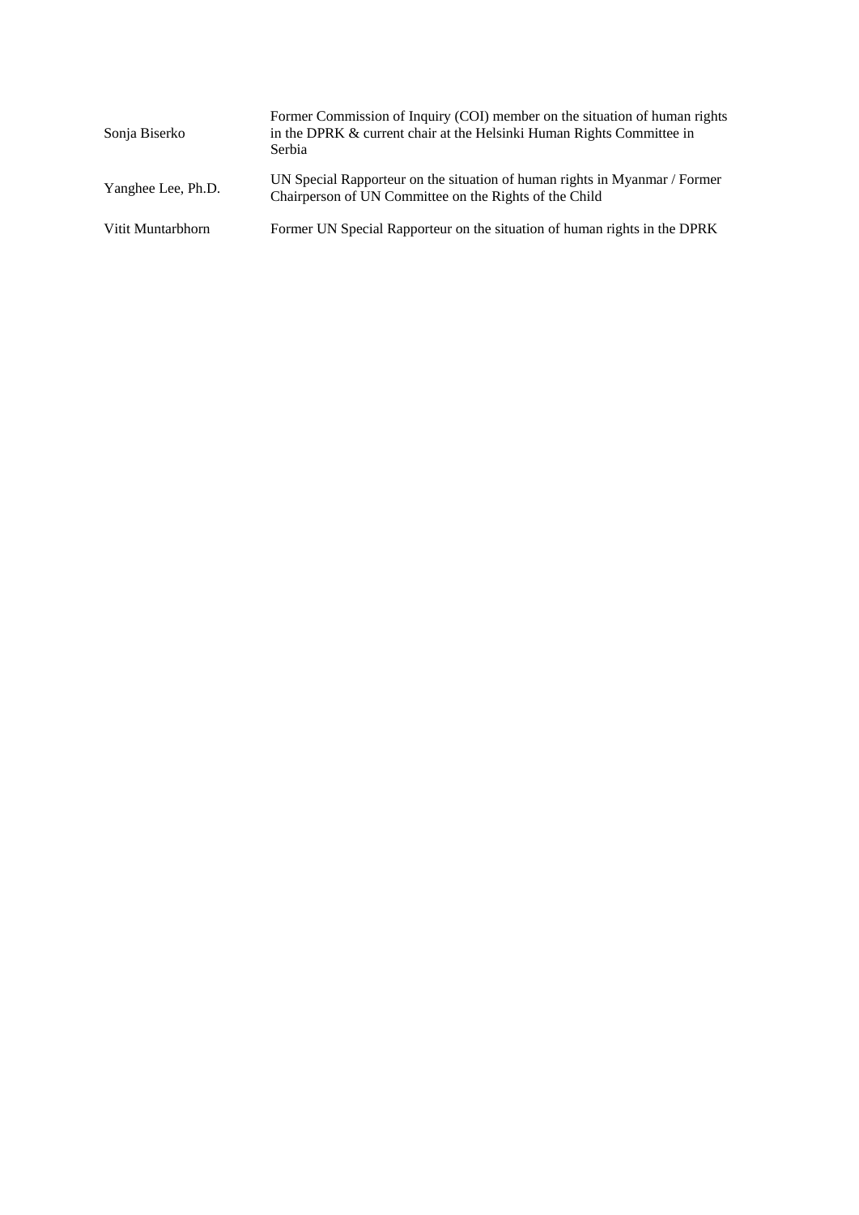| | |
|---|---|
| Sonja Biserko | Former Commission of Inquiry (COI) member on the situation of human rights in the DPRK & current chair at the Helsinki Human Rights Committee in Serbia |
| Yanghee Lee, Ph.D. | UN Special Rapporteur on the situation of human rights in Myanmar / Former Chairperson of UN Committee on the Rights of the Child |
| Vitit Muntarbhorn | Former UN Special Rapporteur on the situation of human rights in the DPRK |